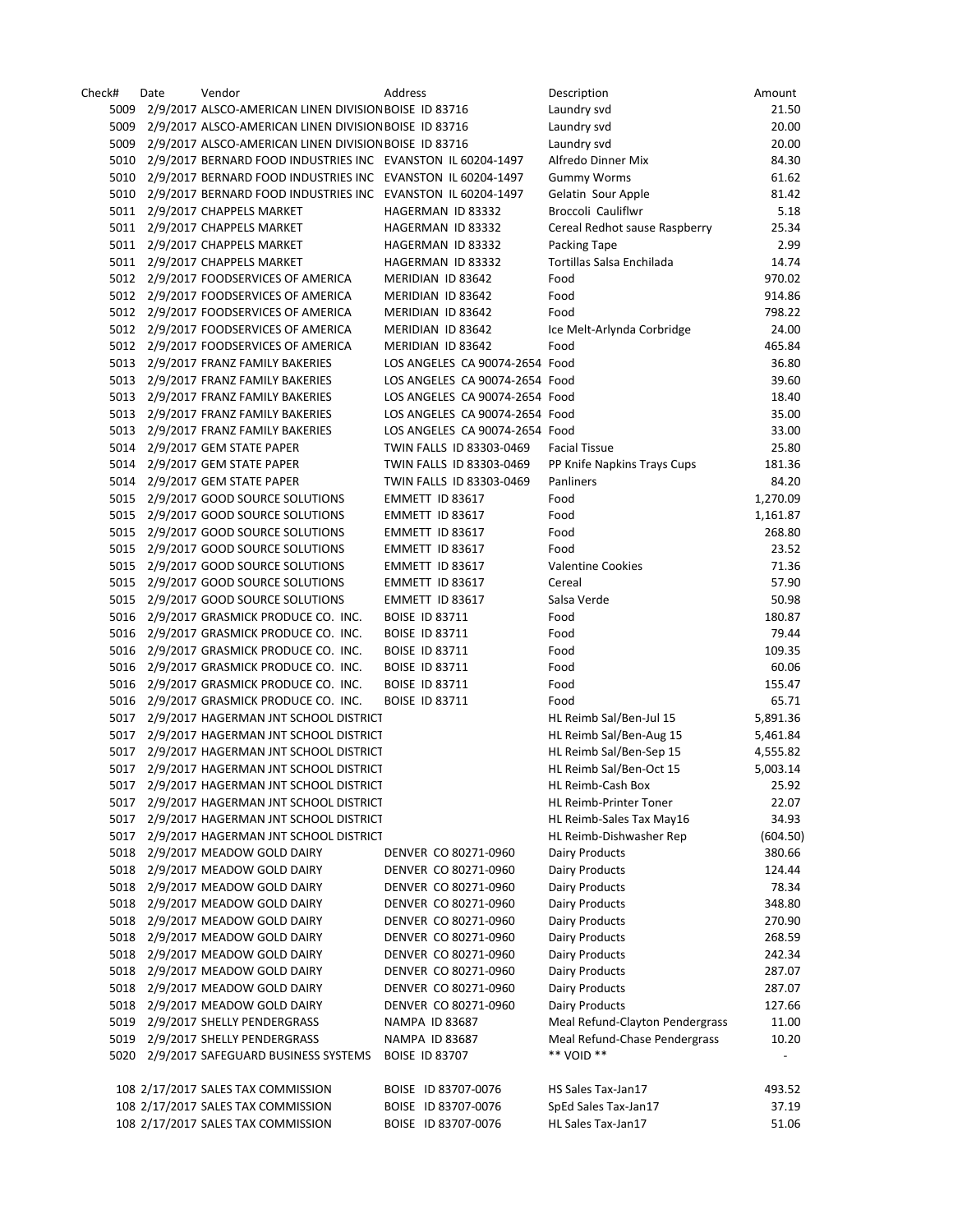| Check# | Date | Vendor | Address | Description | Amount |
|---|---|---|---|---|---|
| 5009 | 2/9/2017 | ALSCO-AMERICAN LINEN DIVISION | BOISE ID 83716 | Laundry svd | 21.50 |
| 5009 | 2/9/2017 | ALSCO-AMERICAN LINEN DIVISION | BOISE ID 83716 | Laundry svd | 20.00 |
| 5009 | 2/9/2017 | ALSCO-AMERICAN LINEN DIVISION | BOISE ID 83716 | Laundry svd | 20.00 |
| 5010 | 2/9/2017 | BERNARD FOOD INDUSTRIES INC | EVANSTON IL 60204-1497 | Alfredo Dinner Mix | 84.30 |
| 5010 | 2/9/2017 | BERNARD FOOD INDUSTRIES INC | EVANSTON IL 60204-1497 | Gummy Worms | 61.62 |
| 5010 | 2/9/2017 | BERNARD FOOD INDUSTRIES INC | EVANSTON IL 60204-1497 | Gelatin Sour Apple | 81.42 |
| 5011 | 2/9/2017 | CHAPPELS MARKET | HAGERMAN ID 83332 | Broccoli Cauliflwr | 5.18 |
| 5011 | 2/9/2017 | CHAPPELS MARKET | HAGERMAN ID 83332 | Cereal Redhot sause Raspberry | 25.34 |
| 5011 | 2/9/2017 | CHAPPELS MARKET | HAGERMAN ID 83332 | Packing Tape | 2.99 |
| 5011 | 2/9/2017 | CHAPPELS MARKET | HAGERMAN ID 83332 | Tortillas Salsa Enchilada | 14.74 |
| 5012 | 2/9/2017 | FOODSERVICES OF AMERICA | MERIDIAN ID 83642 | Food | 970.02 |
| 5012 | 2/9/2017 | FOODSERVICES OF AMERICA | MERIDIAN ID 83642 | Food | 914.86 |
| 5012 | 2/9/2017 | FOODSERVICES OF AMERICA | MERIDIAN ID 83642 | Food | 798.22 |
| 5012 | 2/9/2017 | FOODSERVICES OF AMERICA | MERIDIAN ID 83642 | Ice Melt-Arlynda Corbridge | 24.00 |
| 5012 | 2/9/2017 | FOODSERVICES OF AMERICA | MERIDIAN ID 83642 | Food | 465.84 |
| 5013 | 2/9/2017 | FRANZ FAMILY BAKERIES | LOS ANGELES CA 90074-2654 | Food | 36.80 |
| 5013 | 2/9/2017 | FRANZ FAMILY BAKERIES | LOS ANGELES CA 90074-2654 | Food | 39.60 |
| 5013 | 2/9/2017 | FRANZ FAMILY BAKERIES | LOS ANGELES CA 90074-2654 | Food | 18.40 |
| 5013 | 2/9/2017 | FRANZ FAMILY BAKERIES | LOS ANGELES CA 90074-2654 | Food | 35.00 |
| 5013 | 2/9/2017 | FRANZ FAMILY BAKERIES | LOS ANGELES CA 90074-2654 | Food | 33.00 |
| 5014 | 2/9/2017 | GEM STATE PAPER | TWIN FALLS ID 83303-0469 | Facial Tissue | 25.80 |
| 5014 | 2/9/2017 | GEM STATE PAPER | TWIN FALLS ID 83303-0469 | PP Knife Napkins Trays Cups | 181.36 |
| 5014 | 2/9/2017 | GEM STATE PAPER | TWIN FALLS ID 83303-0469 | Panliners | 84.20 |
| 5015 | 2/9/2017 | GOOD SOURCE SOLUTIONS | EMMETT ID 83617 | Food | 1,270.09 |
| 5015 | 2/9/2017 | GOOD SOURCE SOLUTIONS | EMMETT ID 83617 | Food | 1,161.87 |
| 5015 | 2/9/2017 | GOOD SOURCE SOLUTIONS | EMMETT ID 83617 | Food | 268.80 |
| 5015 | 2/9/2017 | GOOD SOURCE SOLUTIONS | EMMETT ID 83617 | Food | 23.52 |
| 5015 | 2/9/2017 | GOOD SOURCE SOLUTIONS | EMMETT ID 83617 | Valentine Cookies | 71.36 |
| 5015 | 2/9/2017 | GOOD SOURCE SOLUTIONS | EMMETT ID 83617 | Cereal | 57.90 |
| 5015 | 2/9/2017 | GOOD SOURCE SOLUTIONS | EMMETT ID 83617 | Salsa Verde | 50.98 |
| 5016 | 2/9/2017 | GRASMICK PRODUCE CO. INC. | BOISE ID 83711 | Food | 180.87 |
| 5016 | 2/9/2017 | GRASMICK PRODUCE CO. INC. | BOISE ID 83711 | Food | 79.44 |
| 5016 | 2/9/2017 | GRASMICK PRODUCE CO. INC. | BOISE ID 83711 | Food | 109.35 |
| 5016 | 2/9/2017 | GRASMICK PRODUCE CO. INC. | BOISE ID 83711 | Food | 60.06 |
| 5016 | 2/9/2017 | GRASMICK PRODUCE CO. INC. | BOISE ID 83711 | Food | 155.47 |
| 5016 | 2/9/2017 | GRASMICK PRODUCE CO. INC. | BOISE ID 83711 | Food | 65.71 |
| 5017 | 2/9/2017 | HAGERMAN JNT SCHOOL DISTRICT | | HL Reimb Sal/Ben-Jul 15 | 5,891.36 |
| 5017 | 2/9/2017 | HAGERMAN JNT SCHOOL DISTRICT | | HL Reimb Sal/Ben-Aug 15 | 5,461.84 |
| 5017 | 2/9/2017 | HAGERMAN JNT SCHOOL DISTRICT | | HL Reimb Sal/Ben-Sep 15 | 4,555.82 |
| 5017 | 2/9/2017 | HAGERMAN JNT SCHOOL DISTRICT | | HL Reimb Sal/Ben-Oct 15 | 5,003.14 |
| 5017 | 2/9/2017 | HAGERMAN JNT SCHOOL DISTRICT | | HL Reimb-Cash Box | 25.92 |
| 5017 | 2/9/2017 | HAGERMAN JNT SCHOOL DISTRICT | | HL Reimb-Printer Toner | 22.07 |
| 5017 | 2/9/2017 | HAGERMAN JNT SCHOOL DISTRICT | | HL Reimb-Sales Tax May16 | 34.93 |
| 5017 | 2/9/2017 | HAGERMAN JNT SCHOOL DISTRICT | | HL Reimb-Dishwasher Rep | (604.50) |
| 5018 | 2/9/2017 | MEADOW GOLD DAIRY | DENVER CO 80271-0960 | Dairy Products | 380.66 |
| 5018 | 2/9/2017 | MEADOW GOLD DAIRY | DENVER CO 80271-0960 | Dairy Products | 124.44 |
| 5018 | 2/9/2017 | MEADOW GOLD DAIRY | DENVER CO 80271-0960 | Dairy Products | 78.34 |
| 5018 | 2/9/2017 | MEADOW GOLD DAIRY | DENVER CO 80271-0960 | Dairy Products | 348.80 |
| 5018 | 2/9/2017 | MEADOW GOLD DAIRY | DENVER CO 80271-0960 | Dairy Products | 270.90 |
| 5018 | 2/9/2017 | MEADOW GOLD DAIRY | DENVER CO 80271-0960 | Dairy Products | 268.59 |
| 5018 | 2/9/2017 | MEADOW GOLD DAIRY | DENVER CO 80271-0960 | Dairy Products | 242.34 |
| 5018 | 2/9/2017 | MEADOW GOLD DAIRY | DENVER CO 80271-0960 | Dairy Products | 287.07 |
| 5018 | 2/9/2017 | MEADOW GOLD DAIRY | DENVER CO 80271-0960 | Dairy Products | 287.07 |
| 5018 | 2/9/2017 | MEADOW GOLD DAIRY | DENVER CO 80271-0960 | Dairy Products | 127.66 |
| 5019 | 2/9/2017 | SHELLY PENDERGRASS | NAMPA ID 83687 | Meal Refund-Clayton Pendergrass | 11.00 |
| 5019 | 2/9/2017 | SHELLY PENDERGRASS | NAMPA ID 83687 | Meal Refund-Chase Pendergrass | 10.20 |
| 5020 | 2/9/2017 | SAFEGUARD BUSINESS SYSTEMS | BOISE ID 83707 | ** VOID ** | - |
| 108 | 2/17/2017 | SALES TAX COMMISSION | BOISE ID 83707-0076 | HS Sales Tax-Jan17 | 493.52 |
| 108 | 2/17/2017 | SALES TAX COMMISSION | BOISE ID 83707-0076 | SpEd Sales Tax-Jan17 | 37.19 |
| 108 | 2/17/2017 | SALES TAX COMMISSION | BOISE ID 83707-0076 | HL Sales Tax-Jan17 | 51.06 |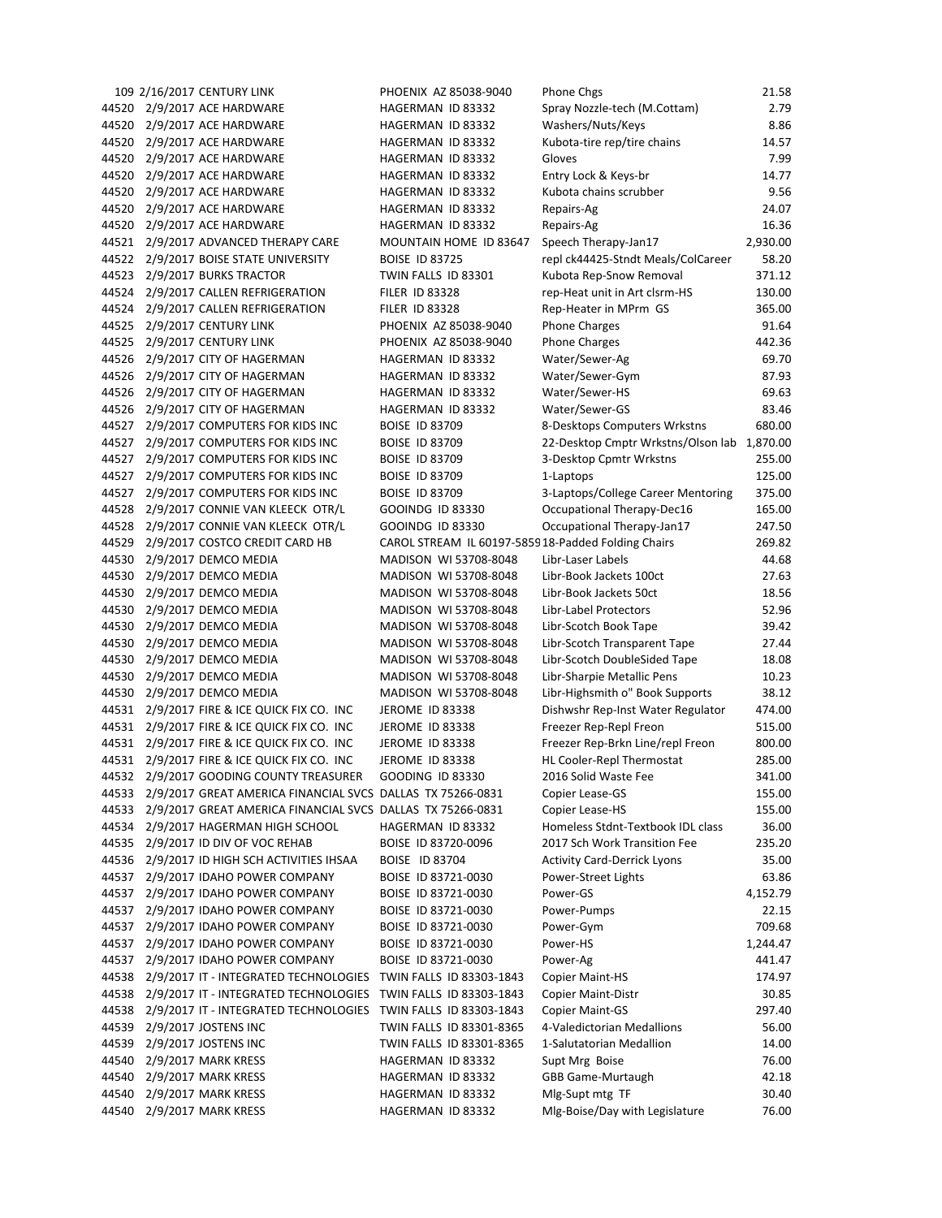| | | | | | |
|---|---|---|---|---|---|
| 109 | 2/16/2017 | CENTURY LINK | PHOENIX AZ 85038-9040 | Phone Chgs | 21.58 |
| 44520 | 2/9/2017 | ACE HARDWARE | HAGERMAN ID 83332 | Spray Nozzle-tech (M.Cottam) | 2.79 |
| 44520 | 2/9/2017 | ACE HARDWARE | HAGERMAN ID 83332 | Washers/Nuts/Keys | 8.86 |
| 44520 | 2/9/2017 | ACE HARDWARE | HAGERMAN ID 83332 | Kubota-tire rep/tire chains | 14.57 |
| 44520 | 2/9/2017 | ACE HARDWARE | HAGERMAN ID 83332 | Gloves | 7.99 |
| 44520 | 2/9/2017 | ACE HARDWARE | HAGERMAN ID 83332 | Entry Lock & Keys-br | 14.77 |
| 44520 | 2/9/2017 | ACE HARDWARE | HAGERMAN ID 83332 | Kubota chains scrubber | 9.56 |
| 44520 | 2/9/2017 | ACE HARDWARE | HAGERMAN ID 83332 | Repairs-Ag | 24.07 |
| 44520 | 2/9/2017 | ACE HARDWARE | HAGERMAN ID 83332 | Repairs-Ag | 16.36 |
| 44521 | 2/9/2017 | ADVANCED THERAPY CARE | MOUNTAIN HOME ID 83647 | Speech Therapy-Jan17 | 2,930.00 |
| 44522 | 2/9/2017 | BOISE STATE UNIVERSITY | BOISE ID 83725 | repl ck44425-Stndt Meals/ColCareer | 58.20 |
| 44523 | 2/9/2017 | BURKS TRACTOR | TWIN FALLS ID 83301 | Kubota Rep-Snow Removal | 371.12 |
| 44524 | 2/9/2017 | CALLEN REFRIGERATION | FILER ID 83328 | rep-Heat unit in Art clsrm-HS | 130.00 |
| 44524 | 2/9/2017 | CALLEN REFRIGERATION | FILER ID 83328 | Rep-Heater in MPrm GS | 365.00 |
| 44525 | 2/9/2017 | CENTURY LINK | PHOENIX AZ 85038-9040 | Phone Charges | 91.64 |
| 44525 | 2/9/2017 | CENTURY LINK | PHOENIX AZ 85038-9040 | Phone Charges | 442.36 |
| 44526 | 2/9/2017 | CITY OF HAGERMAN | HAGERMAN ID 83332 | Water/Sewer-Ag | 69.70 |
| 44526 | 2/9/2017 | CITY OF HAGERMAN | HAGERMAN ID 83332 | Water/Sewer-Gym | 87.93 |
| 44526 | 2/9/2017 | CITY OF HAGERMAN | HAGERMAN ID 83332 | Water/Sewer-HS | 69.63 |
| 44526 | 2/9/2017 | CITY OF HAGERMAN | HAGERMAN ID 83332 | Water/Sewer-GS | 83.46 |
| 44527 | 2/9/2017 | COMPUTERS FOR KIDS INC | BOISE ID 83709 | 8-Desktops Computers Wrkstns | 680.00 |
| 44527 | 2/9/2017 | COMPUTERS FOR KIDS INC | BOISE ID 83709 | 22-Desktop Cmptr Wrkstns/Olson lab | 1,870.00 |
| 44527 | 2/9/2017 | COMPUTERS FOR KIDS INC | BOISE ID 83709 | 3-Desktop Cpmtr Wrkstns | 255.00 |
| 44527 | 2/9/2017 | COMPUTERS FOR KIDS INC | BOISE ID 83709 | 1-Laptops | 125.00 |
| 44527 | 2/9/2017 | COMPUTERS FOR KIDS INC | BOISE ID 83709 | 3-Laptops/College Career Mentoring | 375.00 |
| 44528 | 2/9/2017 | CONNIE VAN KLEECK OTR/L | GOOINDG ID 83330 | Occupational Therapy-Dec16 | 165.00 |
| 44528 | 2/9/2017 | CONNIE VAN KLEECK OTR/L | GOOINDG ID 83330 | Occupational Therapy-Jan17 | 247.50 |
| 44529 | 2/9/2017 | COSTCO CREDIT CARD HB | CAROL STREAM IL 60197-5859 | 18-Padded Folding Chairs | 269.82 |
| 44530 | 2/9/2017 | DEMCO MEDIA | MADISON WI 53708-8048 | Libr-Laser Labels | 44.68 |
| 44530 | 2/9/2017 | DEMCO MEDIA | MADISON WI 53708-8048 | Libr-Book Jackets 100ct | 27.63 |
| 44530 | 2/9/2017 | DEMCO MEDIA | MADISON WI 53708-8048 | Libr-Book Jackets 50ct | 18.56 |
| 44530 | 2/9/2017 | DEMCO MEDIA | MADISON WI 53708-8048 | Libr-Label Protectors | 52.96 |
| 44530 | 2/9/2017 | DEMCO MEDIA | MADISON WI 53708-8048 | Libr-Scotch Book Tape | 39.42 |
| 44530 | 2/9/2017 | DEMCO MEDIA | MADISON WI 53708-8048 | Libr-Scotch Transparent Tape | 27.44 |
| 44530 | 2/9/2017 | DEMCO MEDIA | MADISON WI 53708-8048 | Libr-Scotch DoubleSided Tape | 18.08 |
| 44530 | 2/9/2017 | DEMCO MEDIA | MADISON WI 53708-8048 | Libr-Sharpie Metallic Pens | 10.23 |
| 44530 | 2/9/2017 | DEMCO MEDIA | MADISON WI 53708-8048 | Libr-Highsmith o" Book Supports | 38.12 |
| 44531 | 2/9/2017 | FIRE & ICE QUICK FIX CO. INC | JEROME ID 83338 | Dishwshr Rep-Inst Water Regulator | 474.00 |
| 44531 | 2/9/2017 | FIRE & ICE QUICK FIX CO. INC | JEROME ID 83338 | Freezer Rep-Repl Freon | 515.00 |
| 44531 | 2/9/2017 | FIRE & ICE QUICK FIX CO. INC | JEROME ID 83338 | Freezer Rep-Brkn Line/repl Freon | 800.00 |
| 44531 | 2/9/2017 | FIRE & ICE QUICK FIX CO. INC | JEROME ID 83338 | HL Cooler-Repl Thermostat | 285.00 |
| 44532 | 2/9/2017 | GOODING COUNTY TREASURER | GOODING ID 83330 | 2016 Solid Waste Fee | 341.00 |
| 44533 | 2/9/2017 | GREAT AMERICA FINANCIAL SVCS | DALLAS TX 75266-0831 | Copier Lease-GS | 155.00 |
| 44533 | 2/9/2017 | GREAT AMERICA FINANCIAL SVCS | DALLAS TX 75266-0831 | Copier Lease-HS | 155.00 |
| 44534 | 2/9/2017 | HAGERMAN HIGH SCHOOL | HAGERMAN ID 83332 | Homeless Stdnt-Textbook IDL class | 36.00 |
| 44535 | 2/9/2017 | ID DIV OF VOC REHAB | BOISE ID 83720-0096 | 2017 Sch Work Transition Fee | 235.20 |
| 44536 | 2/9/2017 | ID HIGH SCH ACTIVITIES IHSAA | BOISE ID 83704 | Activity Card-Derrick Lyons | 35.00 |
| 44537 | 2/9/2017 | IDAHO POWER COMPANY | BOISE ID 83721-0030 | Power-Street Lights | 63.86 |
| 44537 | 2/9/2017 | IDAHO POWER COMPANY | BOISE ID 83721-0030 | Power-GS | 4,152.79 |
| 44537 | 2/9/2017 | IDAHO POWER COMPANY | BOISE ID 83721-0030 | Power-Pumps | 22.15 |
| 44537 | 2/9/2017 | IDAHO POWER COMPANY | BOISE ID 83721-0030 | Power-Gym | 709.68 |
| 44537 | 2/9/2017 | IDAHO POWER COMPANY | BOISE ID 83721-0030 | Power-HS | 1,244.47 |
| 44537 | 2/9/2017 | IDAHO POWER COMPANY | BOISE ID 83721-0030 | Power-Ag | 441.47 |
| 44538 | 2/9/2017 | IT - INTEGRATED TECHNOLOGIES | TWIN FALLS ID 83303-1843 | Copier Maint-HS | 174.97 |
| 44538 | 2/9/2017 | IT - INTEGRATED TECHNOLOGIES | TWIN FALLS ID 83303-1843 | Copier Maint-Distr | 30.85 |
| 44538 | 2/9/2017 | IT - INTEGRATED TECHNOLOGIES | TWIN FALLS ID 83303-1843 | Copier Maint-GS | 297.40 |
| 44539 | 2/9/2017 | JOSTENS INC | TWIN FALLS ID 83301-8365 | 4-Valedictorian Medallions | 56.00 |
| 44539 | 2/9/2017 | JOSTENS INC | TWIN FALLS ID 83301-8365 | 1-Salutatorian Medallion | 14.00 |
| 44540 | 2/9/2017 | MARK KRESS | HAGERMAN ID 83332 | Supt Mrg Boise | 76.00 |
| 44540 | 2/9/2017 | MARK KRESS | HAGERMAN ID 83332 | GBB Game-Murtaugh | 42.18 |
| 44540 | 2/9/2017 | MARK KRESS | HAGERMAN ID 83332 | Mlg-Supt mtg TF | 30.40 |
| 44540 | 2/9/2017 | MARK KRESS | HAGERMAN ID 83332 | Mlg-Boise/Day with Legislature | 76.00 |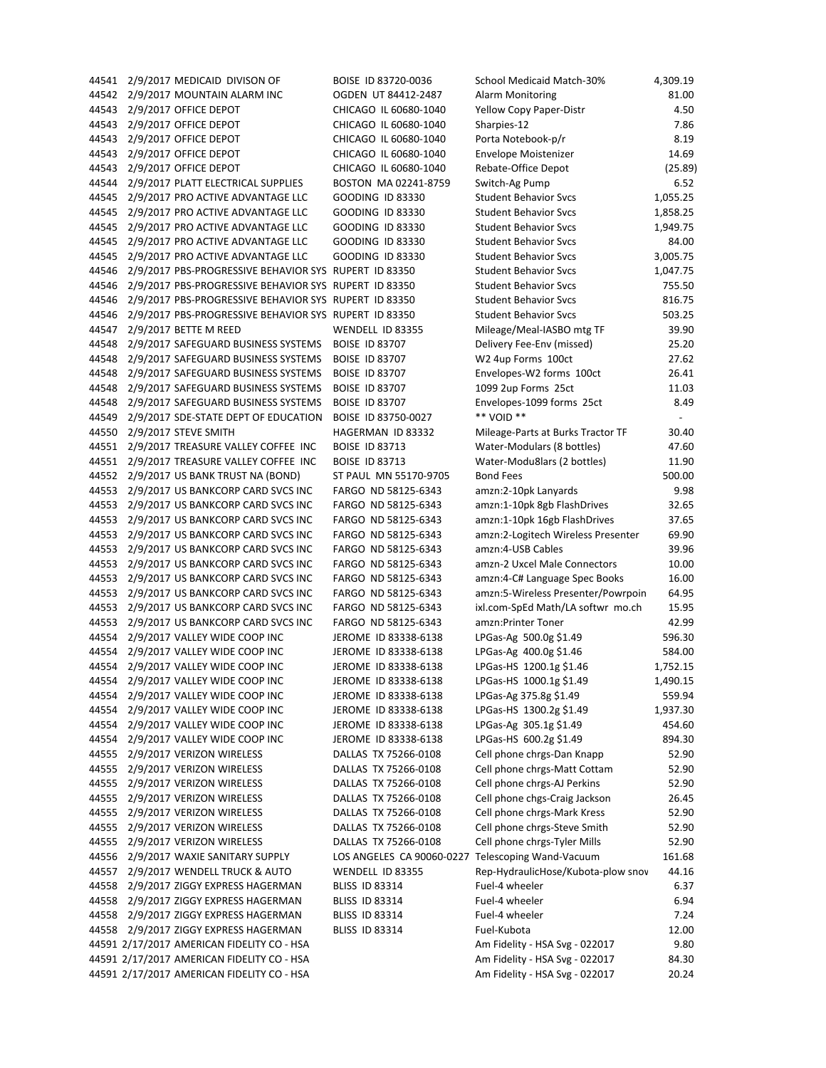| | | | | | |
|---|---|---|---|---|---|
| 44541 | 2/9/2017 | MEDICAID DIVISON OF | BOISE ID 83720-0036 | School Medicaid Match-30% | 4,309.19 |
| 44542 | 2/9/2017 | MOUNTAIN ALARM INC | OGDEN UT 84412-2487 | Alarm Monitoring | 81.00 |
| 44543 | 2/9/2017 | OFFICE DEPOT | CHICAGO IL 60680-1040 | Yellow Copy Paper-Distr | 4.50 |
| 44543 | 2/9/2017 | OFFICE DEPOT | CHICAGO IL 60680-1040 | Sharpies-12 | 7.86 |
| 44543 | 2/9/2017 | OFFICE DEPOT | CHICAGO IL 60680-1040 | Porta Notebook-p/r | 8.19 |
| 44543 | 2/9/2017 | OFFICE DEPOT | CHICAGO IL 60680-1040 | Envelope Moistenizer | 14.69 |
| 44543 | 2/9/2017 | OFFICE DEPOT | CHICAGO IL 60680-1040 | Rebate-Office Depot | (25.89) |
| 44544 | 2/9/2017 | PLATT ELECTRICAL SUPPLIES | BOSTON MA 02241-8759 | Switch-Ag Pump | 6.52 |
| 44545 | 2/9/2017 | PRO ACTIVE ADVANTAGE LLC | GOODING ID 83330 | Student Behavior Svcs | 1,055.25 |
| 44545 | 2/9/2017 | PRO ACTIVE ADVANTAGE LLC | GOODING ID 83330 | Student Behavior Svcs | 1,858.25 |
| 44545 | 2/9/2017 | PRO ACTIVE ADVANTAGE LLC | GOODING ID 83330 | Student Behavior Svcs | 1,949.75 |
| 44545 | 2/9/2017 | PRO ACTIVE ADVANTAGE LLC | GOODING ID 83330 | Student Behavior Svcs | 84.00 |
| 44545 | 2/9/2017 | PRO ACTIVE ADVANTAGE LLC | GOODING ID 83330 | Student Behavior Svcs | 3,005.75 |
| 44546 | 2/9/2017 | PBS-PROGRESSIVE BEHAVIOR SYS | RUPERT ID 83350 | Student Behavior Svcs | 1,047.75 |
| 44546 | 2/9/2017 | PBS-PROGRESSIVE BEHAVIOR SYS | RUPERT ID 83350 | Student Behavior Svcs | 755.50 |
| 44546 | 2/9/2017 | PBS-PROGRESSIVE BEHAVIOR SYS | RUPERT ID 83350 | Student Behavior Svcs | 816.75 |
| 44546 | 2/9/2017 | PBS-PROGRESSIVE BEHAVIOR SYS | RUPERT ID 83350 | Student Behavior Svcs | 503.25 |
| 44547 | 2/9/2017 | BETTE M REED | WENDELL ID 83355 | Mileage/Meal-IASBO mtg TF | 39.90 |
| 44548 | 2/9/2017 | SAFEGUARD BUSINESS SYSTEMS | BOISE ID 83707 | Delivery Fee-Env (missed) | 25.20 |
| 44548 | 2/9/2017 | SAFEGUARD BUSINESS SYSTEMS | BOISE ID 83707 | W2 4up Forms 100ct | 27.62 |
| 44548 | 2/9/2017 | SAFEGUARD BUSINESS SYSTEMS | BOISE ID 83707 | Envelopes-W2 forms 100ct | 26.41 |
| 44548 | 2/9/2017 | SAFEGUARD BUSINESS SYSTEMS | BOISE ID 83707 | 1099 2up Forms 25ct | 11.03 |
| 44548 | 2/9/2017 | SAFEGUARD BUSINESS SYSTEMS | BOISE ID 83707 | Envelopes-1099 forms 25ct | 8.49 |
| 44549 | 2/9/2017 | SDE-STATE DEPT OF EDUCATION | BOISE ID 83750-0027 | ** VOID ** | - |
| 44550 | 2/9/2017 | STEVE SMITH | HAGERMAN ID 83332 | Mileage-Parts at Burks Tractor TF | 30.40 |
| 44551 | 2/9/2017 | TREASURE VALLEY COFFEE INC | BOISE ID 83713 | Water-Modulars (8 bottles) | 47.60 |
| 44551 | 2/9/2017 | TREASURE VALLEY COFFEE INC | BOISE ID 83713 | Water-Modu8lars (2 bottles) | 11.90 |
| 44552 | 2/9/2017 | US BANK TRUST NA (BOND) | ST PAUL MN 55170-9705 | Bond Fees | 500.00 |
| 44553 | 2/9/2017 | US BANKCORP CARD SVCS INC | FARGO ND 58125-6343 | amzn:2-10pk Lanyards | 9.98 |
| 44553 | 2/9/2017 | US BANKCORP CARD SVCS INC | FARGO ND 58125-6343 | amzn:1-10pk 8gb FlashDrives | 32.65 |
| 44553 | 2/9/2017 | US BANKCORP CARD SVCS INC | FARGO ND 58125-6343 | amzn:1-10pk 16gb FlashDrives | 37.65 |
| 44553 | 2/9/2017 | US BANKCORP CARD SVCS INC | FARGO ND 58125-6343 | amzn:2-Logitech Wireless Presenter | 69.90 |
| 44553 | 2/9/2017 | US BANKCORP CARD SVCS INC | FARGO ND 58125-6343 | amzn:4-USB Cables | 39.96 |
| 44553 | 2/9/2017 | US BANKCORP CARD SVCS INC | FARGO ND 58125-6343 | amzn-2 Uxcel Male Connectors | 10.00 |
| 44553 | 2/9/2017 | US BANKCORP CARD SVCS INC | FARGO ND 58125-6343 | amzn:4-C# Language Spec Books | 16.00 |
| 44553 | 2/9/2017 | US BANKCORP CARD SVCS INC | FARGO ND 58125-6343 | amzn:5-Wireless Presenter/Powrpoin | 64.95 |
| 44553 | 2/9/2017 | US BANKCORP CARD SVCS INC | FARGO ND 58125-6343 | ixl.com-SpEd Math/LA softwr mo.ch | 15.95 |
| 44553 | 2/9/2017 | US BANKCORP CARD SVCS INC | FARGO ND 58125-6343 | amzn:Printer Toner | 42.99 |
| 44554 | 2/9/2017 | VALLEY WIDE COOP INC | JEROME ID 83338-6138 | LPGas-Ag 500.0g $1.49 | 596.30 |
| 44554 | 2/9/2017 | VALLEY WIDE COOP INC | JEROME ID 83338-6138 | LPGas-Ag 400.0g $1.46 | 584.00 |
| 44554 | 2/9/2017 | VALLEY WIDE COOP INC | JEROME ID 83338-6138 | LPGas-HS 1200.1g $1.46 | 1,752.15 |
| 44554 | 2/9/2017 | VALLEY WIDE COOP INC | JEROME ID 83338-6138 | LPGas-HS 1000.1g $1.49 | 1,490.15 |
| 44554 | 2/9/2017 | VALLEY WIDE COOP INC | JEROME ID 83338-6138 | LPGas-Ag 375.8g $1.49 | 559.94 |
| 44554 | 2/9/2017 | VALLEY WIDE COOP INC | JEROME ID 83338-6138 | LPGas-HS 1300.2g $1.49 | 1,937.30 |
| 44554 | 2/9/2017 | VALLEY WIDE COOP INC | JEROME ID 83338-6138 | LPGas-Ag 305.1g $1.49 | 454.60 |
| 44554 | 2/9/2017 | VALLEY WIDE COOP INC | JEROME ID 83338-6138 | LPGas-HS 600.2g $1.49 | 894.30 |
| 44555 | 2/9/2017 | VERIZON WIRELESS | DALLAS TX 75266-0108 | Cell phone chrgs-Dan Knapp | 52.90 |
| 44555 | 2/9/2017 | VERIZON WIRELESS | DALLAS TX 75266-0108 | Cell phone chrgs-Matt Cottam | 52.90 |
| 44555 | 2/9/2017 | VERIZON WIRELESS | DALLAS TX 75266-0108 | Cell phone chrgs-AJ Perkins | 52.90 |
| 44555 | 2/9/2017 | VERIZON WIRELESS | DALLAS TX 75266-0108 | Cell phone chgs-Craig Jackson | 26.45 |
| 44555 | 2/9/2017 | VERIZON WIRELESS | DALLAS TX 75266-0108 | Cell phone chrgs-Mark Kress | 52.90 |
| 44555 | 2/9/2017 | VERIZON WIRELESS | DALLAS TX 75266-0108 | Cell phone chrgs-Steve Smith | 52.90 |
| 44555 | 2/9/2017 | VERIZON WIRELESS | DALLAS TX 75266-0108 | Cell phone chrgs-Tyler Mills | 52.90 |
| 44556 | 2/9/2017 | WAXIE SANITARY SUPPLY | LOS ANGELES CA 90060-0227 | Telescoping Wand-Vacuum | 161.68 |
| 44557 | 2/9/2017 | WENDELL TRUCK & AUTO | WENDELL ID 83355 | Rep-HydraulicHose/Kubota-plow snov | 44.16 |
| 44558 | 2/9/2017 | ZIGGY EXPRESS HAGERMAN | BLISS ID 83314 | Fuel-4 wheeler | 6.37 |
| 44558 | 2/9/2017 | ZIGGY EXPRESS HAGERMAN | BLISS ID 83314 | Fuel-4 wheeler | 6.94 |
| 44558 | 2/9/2017 | ZIGGY EXPRESS HAGERMAN | BLISS ID 83314 | Fuel-4 wheeler | 7.24 |
| 44558 | 2/9/2017 | ZIGGY EXPRESS HAGERMAN | BLISS ID 83314 | Fuel-Kubota | 12.00 |
| 44591 | 2/17/2017 | AMERICAN FIDELITY CO - HSA | | Am Fidelity - HSA Svg - 022017 | 9.80 |
| 44591 | 2/17/2017 | AMERICAN FIDELITY CO - HSA | | Am Fidelity - HSA Svg - 022017 | 84.30 |
| 44591 | 2/17/2017 | AMERICAN FIDELITY CO - HSA | | Am Fidelity - HSA Svg - 022017 | 20.24 |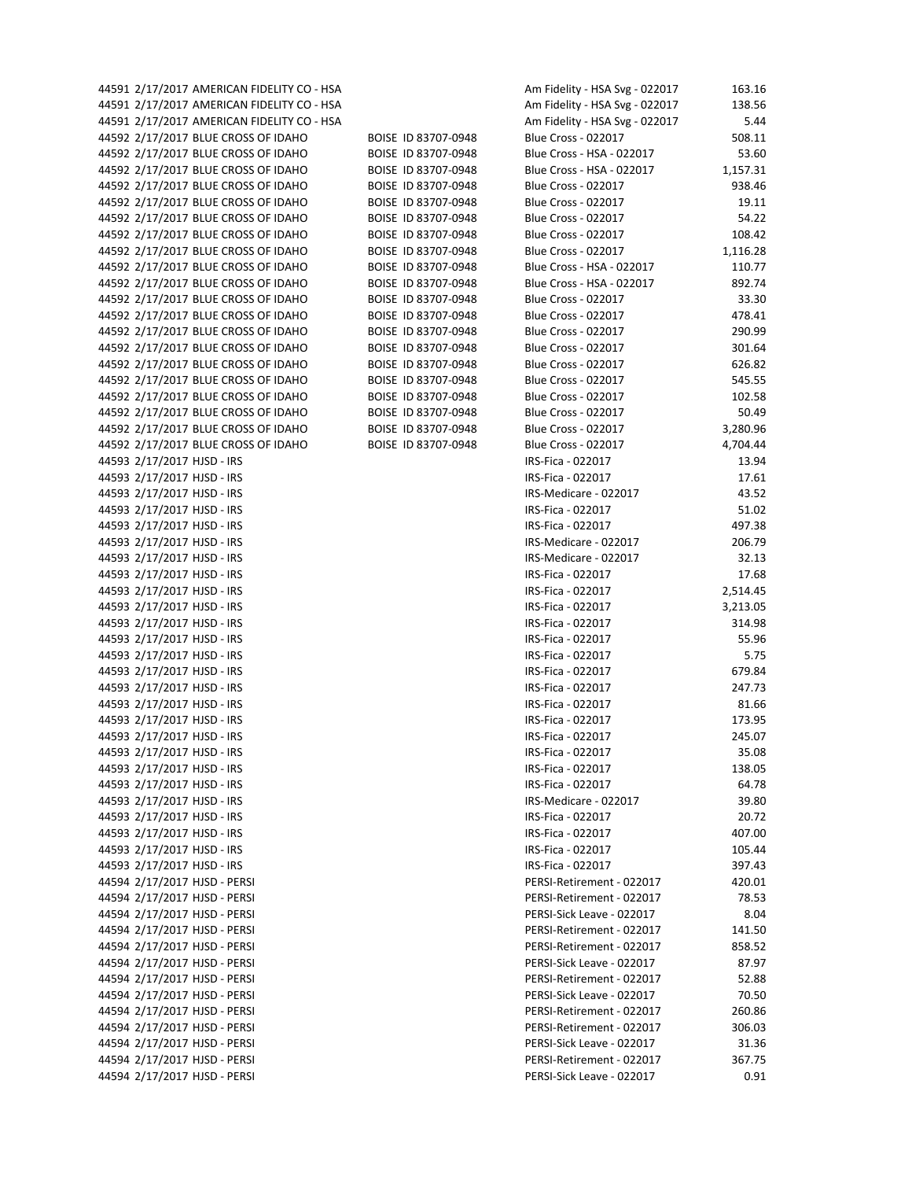| | | | | | |
|---|---|---|---|---|---|
| 44591 | 2/17/2017 | AMERICAN FIDELITY CO - HSA | | Am Fidelity - HSA Svg - 022017 | 163.16 |
| 44591 | 2/17/2017 | AMERICAN FIDELITY CO - HSA | | Am Fidelity - HSA Svg - 022017 | 138.56 |
| 44591 | 2/17/2017 | AMERICAN FIDELITY CO - HSA | | Am Fidelity - HSA Svg - 022017 | 5.44 |
| 44592 | 2/17/2017 | BLUE CROSS OF IDAHO | BOISE ID 83707-0948 | Blue Cross - 022017 | 508.11 |
| 44592 | 2/17/2017 | BLUE CROSS OF IDAHO | BOISE ID 83707-0948 | Blue Cross - HSA - 022017 | 53.60 |
| 44592 | 2/17/2017 | BLUE CROSS OF IDAHO | BOISE ID 83707-0948 | Blue Cross - HSA - 022017 | 1,157.31 |
| 44592 | 2/17/2017 | BLUE CROSS OF IDAHO | BOISE ID 83707-0948 | Blue Cross - 022017 | 938.46 |
| 44592 | 2/17/2017 | BLUE CROSS OF IDAHO | BOISE ID 83707-0948 | Blue Cross - 022017 | 19.11 |
| 44592 | 2/17/2017 | BLUE CROSS OF IDAHO | BOISE ID 83707-0948 | Blue Cross - 022017 | 54.22 |
| 44592 | 2/17/2017 | BLUE CROSS OF IDAHO | BOISE ID 83707-0948 | Blue Cross - 022017 | 108.42 |
| 44592 | 2/17/2017 | BLUE CROSS OF IDAHO | BOISE ID 83707-0948 | Blue Cross - 022017 | 1,116.28 |
| 44592 | 2/17/2017 | BLUE CROSS OF IDAHO | BOISE ID 83707-0948 | Blue Cross - HSA - 022017 | 110.77 |
| 44592 | 2/17/2017 | BLUE CROSS OF IDAHO | BOISE ID 83707-0948 | Blue Cross - HSA - 022017 | 892.74 |
| 44592 | 2/17/2017 | BLUE CROSS OF IDAHO | BOISE ID 83707-0948 | Blue Cross - 022017 | 33.30 |
| 44592 | 2/17/2017 | BLUE CROSS OF IDAHO | BOISE ID 83707-0948 | Blue Cross - 022017 | 478.41 |
| 44592 | 2/17/2017 | BLUE CROSS OF IDAHO | BOISE ID 83707-0948 | Blue Cross - 022017 | 290.99 |
| 44592 | 2/17/2017 | BLUE CROSS OF IDAHO | BOISE ID 83707-0948 | Blue Cross - 022017 | 301.64 |
| 44592 | 2/17/2017 | BLUE CROSS OF IDAHO | BOISE ID 83707-0948 | Blue Cross - 022017 | 626.82 |
| 44592 | 2/17/2017 | BLUE CROSS OF IDAHO | BOISE ID 83707-0948 | Blue Cross - 022017 | 545.55 |
| 44592 | 2/17/2017 | BLUE CROSS OF IDAHO | BOISE ID 83707-0948 | Blue Cross - 022017 | 102.58 |
| 44592 | 2/17/2017 | BLUE CROSS OF IDAHO | BOISE ID 83707-0948 | Blue Cross - 022017 | 50.49 |
| 44592 | 2/17/2017 | BLUE CROSS OF IDAHO | BOISE ID 83707-0948 | Blue Cross - 022017 | 3,280.96 |
| 44592 | 2/17/2017 | BLUE CROSS OF IDAHO | BOISE ID 83707-0948 | Blue Cross - 022017 | 4,704.44 |
| 44593 | 2/17/2017 | HJSD - IRS | | IRS-Fica - 022017 | 13.94 |
| 44593 | 2/17/2017 | HJSD - IRS | | IRS-Fica - 022017 | 17.61 |
| 44593 | 2/17/2017 | HJSD - IRS | | IRS-Medicare - 022017 | 43.52 |
| 44593 | 2/17/2017 | HJSD - IRS | | IRS-Fica - 022017 | 51.02 |
| 44593 | 2/17/2017 | HJSD - IRS | | IRS-Fica - 022017 | 497.38 |
| 44593 | 2/17/2017 | HJSD - IRS | | IRS-Medicare - 022017 | 206.79 |
| 44593 | 2/17/2017 | HJSD - IRS | | IRS-Medicare - 022017 | 32.13 |
| 44593 | 2/17/2017 | HJSD - IRS | | IRS-Fica - 022017 | 17.68 |
| 44593 | 2/17/2017 | HJSD - IRS | | IRS-Fica - 022017 | 2,514.45 |
| 44593 | 2/17/2017 | HJSD - IRS | | IRS-Fica - 022017 | 3,213.05 |
| 44593 | 2/17/2017 | HJSD - IRS | | IRS-Fica - 022017 | 314.98 |
| 44593 | 2/17/2017 | HJSD - IRS | | IRS-Fica - 022017 | 55.96 |
| 44593 | 2/17/2017 | HJSD - IRS | | IRS-Fica - 022017 | 5.75 |
| 44593 | 2/17/2017 | HJSD - IRS | | IRS-Fica - 022017 | 679.84 |
| 44593 | 2/17/2017 | HJSD - IRS | | IRS-Fica - 022017 | 247.73 |
| 44593 | 2/17/2017 | HJSD - IRS | | IRS-Fica - 022017 | 81.66 |
| 44593 | 2/17/2017 | HJSD - IRS | | IRS-Fica - 022017 | 173.95 |
| 44593 | 2/17/2017 | HJSD - IRS | | IRS-Fica - 022017 | 245.07 |
| 44593 | 2/17/2017 | HJSD - IRS | | IRS-Fica - 022017 | 35.08 |
| 44593 | 2/17/2017 | HJSD - IRS | | IRS-Fica - 022017 | 138.05 |
| 44593 | 2/17/2017 | HJSD - IRS | | IRS-Fica - 022017 | 64.78 |
| 44593 | 2/17/2017 | HJSD - IRS | | IRS-Medicare - 022017 | 39.80 |
| 44593 | 2/17/2017 | HJSD - IRS | | IRS-Fica - 022017 | 20.72 |
| 44593 | 2/17/2017 | HJSD - IRS | | IRS-Fica - 022017 | 407.00 |
| 44593 | 2/17/2017 | HJSD - IRS | | IRS-Fica - 022017 | 105.44 |
| 44593 | 2/17/2017 | HJSD - IRS | | IRS-Fica - 022017 | 397.43 |
| 44594 | 2/17/2017 | HJSD - PERSI | | PERSI-Retirement - 022017 | 420.01 |
| 44594 | 2/17/2017 | HJSD - PERSI | | PERSI-Retirement - 022017 | 78.53 |
| 44594 | 2/17/2017 | HJSD - PERSI | | PERSI-Sick Leave - 022017 | 8.04 |
| 44594 | 2/17/2017 | HJSD - PERSI | | PERSI-Retirement - 022017 | 141.50 |
| 44594 | 2/17/2017 | HJSD - PERSI | | PERSI-Retirement - 022017 | 858.52 |
| 44594 | 2/17/2017 | HJSD - PERSI | | PERSI-Sick Leave - 022017 | 87.97 |
| 44594 | 2/17/2017 | HJSD - PERSI | | PERSI-Retirement - 022017 | 52.88 |
| 44594 | 2/17/2017 | HJSD - PERSI | | PERSI-Sick Leave - 022017 | 70.50 |
| 44594 | 2/17/2017 | HJSD - PERSI | | PERSI-Retirement - 022017 | 260.86 |
| 44594 | 2/17/2017 | HJSD - PERSI | | PERSI-Retirement - 022017 | 306.03 |
| 44594 | 2/17/2017 | HJSD - PERSI | | PERSI-Sick Leave - 022017 | 31.36 |
| 44594 | 2/17/2017 | HJSD - PERSI | | PERSI-Retirement - 022017 | 367.75 |
| 44594 | 2/17/2017 | HJSD - PERSI | | PERSI-Sick Leave - 022017 | 0.91 |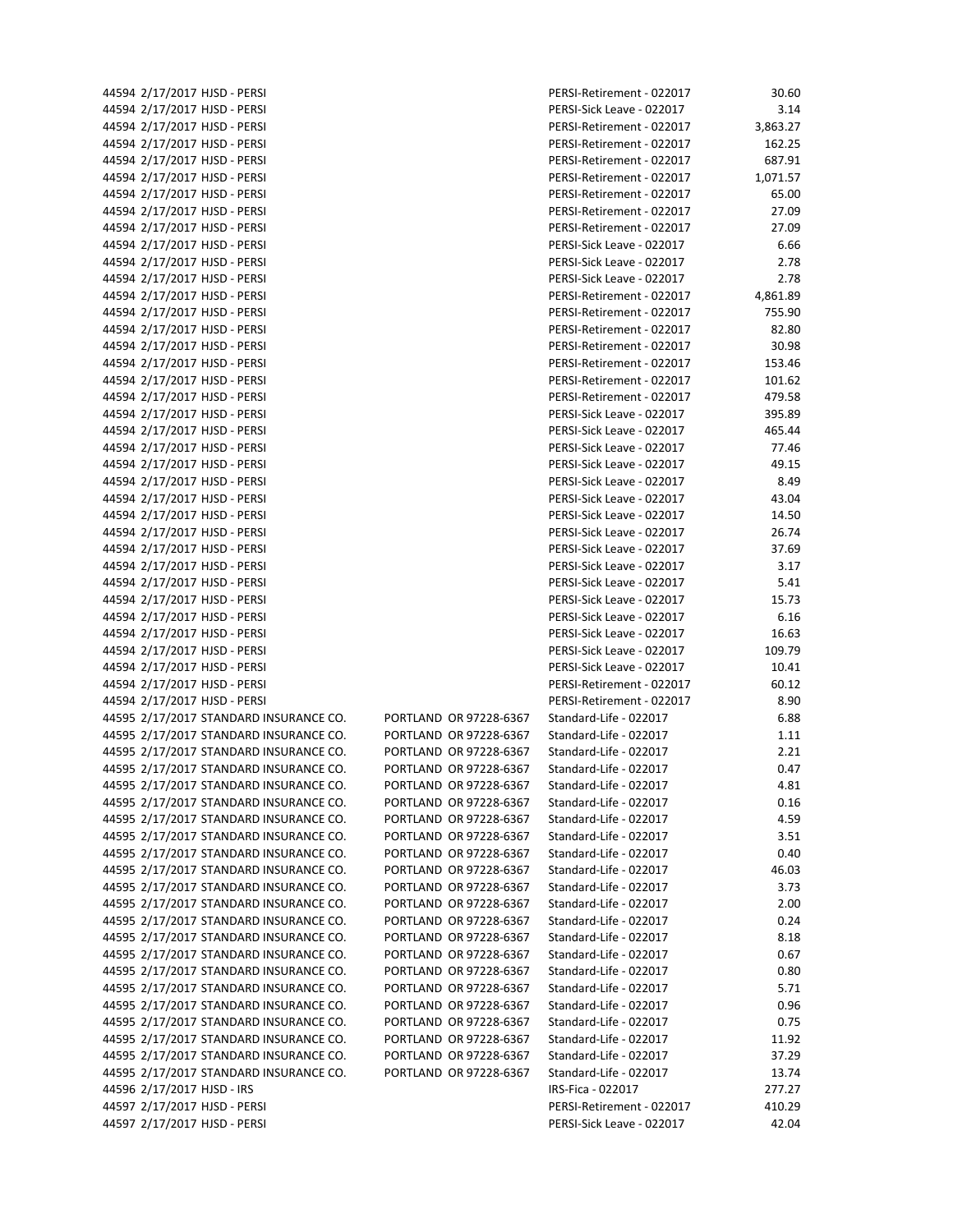| | | | | | |
|---|---|---|---|---|---|
| 44594 | 2/17/2017 | HJSD - PERSI | | PERSI-Retirement - 022017 | 30.60 |
| 44594 | 2/17/2017 | HJSD - PERSI | | PERSI-Sick Leave - 022017 | 3.14 |
| 44594 | 2/17/2017 | HJSD - PERSI | | PERSI-Retirement - 022017 | 3,863.27 |
| 44594 | 2/17/2017 | HJSD - PERSI | | PERSI-Retirement - 022017 | 162.25 |
| 44594 | 2/17/2017 | HJSD - PERSI | | PERSI-Retirement - 022017 | 687.91 |
| 44594 | 2/17/2017 | HJSD - PERSI | | PERSI-Retirement - 022017 | 1,071.57 |
| 44594 | 2/17/2017 | HJSD - PERSI | | PERSI-Retirement - 022017 | 65.00 |
| 44594 | 2/17/2017 | HJSD - PERSI | | PERSI-Retirement - 022017 | 27.09 |
| 44594 | 2/17/2017 | HJSD - PERSI | | PERSI-Retirement - 022017 | 27.09 |
| 44594 | 2/17/2017 | HJSD - PERSI | | PERSI-Sick Leave - 022017 | 6.66 |
| 44594 | 2/17/2017 | HJSD - PERSI | | PERSI-Sick Leave - 022017 | 2.78 |
| 44594 | 2/17/2017 | HJSD - PERSI | | PERSI-Sick Leave - 022017 | 2.78 |
| 44594 | 2/17/2017 | HJSD - PERSI | | PERSI-Retirement - 022017 | 4,861.89 |
| 44594 | 2/17/2017 | HJSD - PERSI | | PERSI-Retirement - 022017 | 755.90 |
| 44594 | 2/17/2017 | HJSD - PERSI | | PERSI-Retirement - 022017 | 82.80 |
| 44594 | 2/17/2017 | HJSD - PERSI | | PERSI-Retirement - 022017 | 30.98 |
| 44594 | 2/17/2017 | HJSD - PERSI | | PERSI-Retirement - 022017 | 153.46 |
| 44594 | 2/17/2017 | HJSD - PERSI | | PERSI-Retirement - 022017 | 101.62 |
| 44594 | 2/17/2017 | HJSD - PERSI | | PERSI-Retirement - 022017 | 479.58 |
| 44594 | 2/17/2017 | HJSD - PERSI | | PERSI-Sick Leave - 022017 | 395.89 |
| 44594 | 2/17/2017 | HJSD - PERSI | | PERSI-Sick Leave - 022017 | 465.44 |
| 44594 | 2/17/2017 | HJSD - PERSI | | PERSI-Sick Leave - 022017 | 77.46 |
| 44594 | 2/17/2017 | HJSD - PERSI | | PERSI-Sick Leave - 022017 | 49.15 |
| 44594 | 2/17/2017 | HJSD - PERSI | | PERSI-Sick Leave - 022017 | 8.49 |
| 44594 | 2/17/2017 | HJSD - PERSI | | PERSI-Sick Leave - 022017 | 43.04 |
| 44594 | 2/17/2017 | HJSD - PERSI | | PERSI-Sick Leave - 022017 | 14.50 |
| 44594 | 2/17/2017 | HJSD - PERSI | | PERSI-Sick Leave - 022017 | 26.74 |
| 44594 | 2/17/2017 | HJSD - PERSI | | PERSI-Sick Leave - 022017 | 37.69 |
| 44594 | 2/17/2017 | HJSD - PERSI | | PERSI-Sick Leave - 022017 | 3.17 |
| 44594 | 2/17/2017 | HJSD - PERSI | | PERSI-Sick Leave - 022017 | 5.41 |
| 44594 | 2/17/2017 | HJSD - PERSI | | PERSI-Sick Leave - 022017 | 15.73 |
| 44594 | 2/17/2017 | HJSD - PERSI | | PERSI-Sick Leave - 022017 | 6.16 |
| 44594 | 2/17/2017 | HJSD - PERSI | | PERSI-Sick Leave - 022017 | 16.63 |
| 44594 | 2/17/2017 | HJSD - PERSI | | PERSI-Sick Leave - 022017 | 109.79 |
| 44594 | 2/17/2017 | HJSD - PERSI | | PERSI-Sick Leave - 022017 | 10.41 |
| 44594 | 2/17/2017 | HJSD - PERSI | | PERSI-Retirement - 022017 | 60.12 |
| 44594 | 2/17/2017 | HJSD - PERSI | | PERSI-Retirement - 022017 | 8.90 |
| 44595 | 2/17/2017 | STANDARD INSURANCE CO. | PORTLAND OR 97228-6367 | Standard-Life - 022017 | 6.88 |
| 44595 | 2/17/2017 | STANDARD INSURANCE CO. | PORTLAND OR 97228-6367 | Standard-Life - 022017 | 1.11 |
| 44595 | 2/17/2017 | STANDARD INSURANCE CO. | PORTLAND OR 97228-6367 | Standard-Life - 022017 | 2.21 |
| 44595 | 2/17/2017 | STANDARD INSURANCE CO. | PORTLAND OR 97228-6367 | Standard-Life - 022017 | 0.47 |
| 44595 | 2/17/2017 | STANDARD INSURANCE CO. | PORTLAND OR 97228-6367 | Standard-Life - 022017 | 4.81 |
| 44595 | 2/17/2017 | STANDARD INSURANCE CO. | PORTLAND OR 97228-6367 | Standard-Life - 022017 | 0.16 |
| 44595 | 2/17/2017 | STANDARD INSURANCE CO. | PORTLAND OR 97228-6367 | Standard-Life - 022017 | 4.59 |
| 44595 | 2/17/2017 | STANDARD INSURANCE CO. | PORTLAND OR 97228-6367 | Standard-Life - 022017 | 3.51 |
| 44595 | 2/17/2017 | STANDARD INSURANCE CO. | PORTLAND OR 97228-6367 | Standard-Life - 022017 | 0.40 |
| 44595 | 2/17/2017 | STANDARD INSURANCE CO. | PORTLAND OR 97228-6367 | Standard-Life - 022017 | 46.03 |
| 44595 | 2/17/2017 | STANDARD INSURANCE CO. | PORTLAND OR 97228-6367 | Standard-Life - 022017 | 3.73 |
| 44595 | 2/17/2017 | STANDARD INSURANCE CO. | PORTLAND OR 97228-6367 | Standard-Life - 022017 | 2.00 |
| 44595 | 2/17/2017 | STANDARD INSURANCE CO. | PORTLAND OR 97228-6367 | Standard-Life - 022017 | 0.24 |
| 44595 | 2/17/2017 | STANDARD INSURANCE CO. | PORTLAND OR 97228-6367 | Standard-Life - 022017 | 8.18 |
| 44595 | 2/17/2017 | STANDARD INSURANCE CO. | PORTLAND OR 97228-6367 | Standard-Life - 022017 | 0.67 |
| 44595 | 2/17/2017 | STANDARD INSURANCE CO. | PORTLAND OR 97228-6367 | Standard-Life - 022017 | 0.80 |
| 44595 | 2/17/2017 | STANDARD INSURANCE CO. | PORTLAND OR 97228-6367 | Standard-Life - 022017 | 5.71 |
| 44595 | 2/17/2017 | STANDARD INSURANCE CO. | PORTLAND OR 97228-6367 | Standard-Life - 022017 | 0.96 |
| 44595 | 2/17/2017 | STANDARD INSURANCE CO. | PORTLAND OR 97228-6367 | Standard-Life - 022017 | 0.75 |
| 44595 | 2/17/2017 | STANDARD INSURANCE CO. | PORTLAND OR 97228-6367 | Standard-Life - 022017 | 11.92 |
| 44595 | 2/17/2017 | STANDARD INSURANCE CO. | PORTLAND OR 97228-6367 | Standard-Life - 022017 | 37.29 |
| 44595 | 2/17/2017 | STANDARD INSURANCE CO. | PORTLAND OR 97228-6367 | Standard-Life - 022017 | 13.74 |
| 44596 | 2/17/2017 | HJSD - IRS | | IRS-Fica - 022017 | 277.27 |
| 44597 | 2/17/2017 | HJSD - PERSI | | PERSI-Retirement - 022017 | 410.29 |
| 44597 | 2/17/2017 | HJSD - PERSI | | PERSI-Sick Leave - 022017 | 42.04 |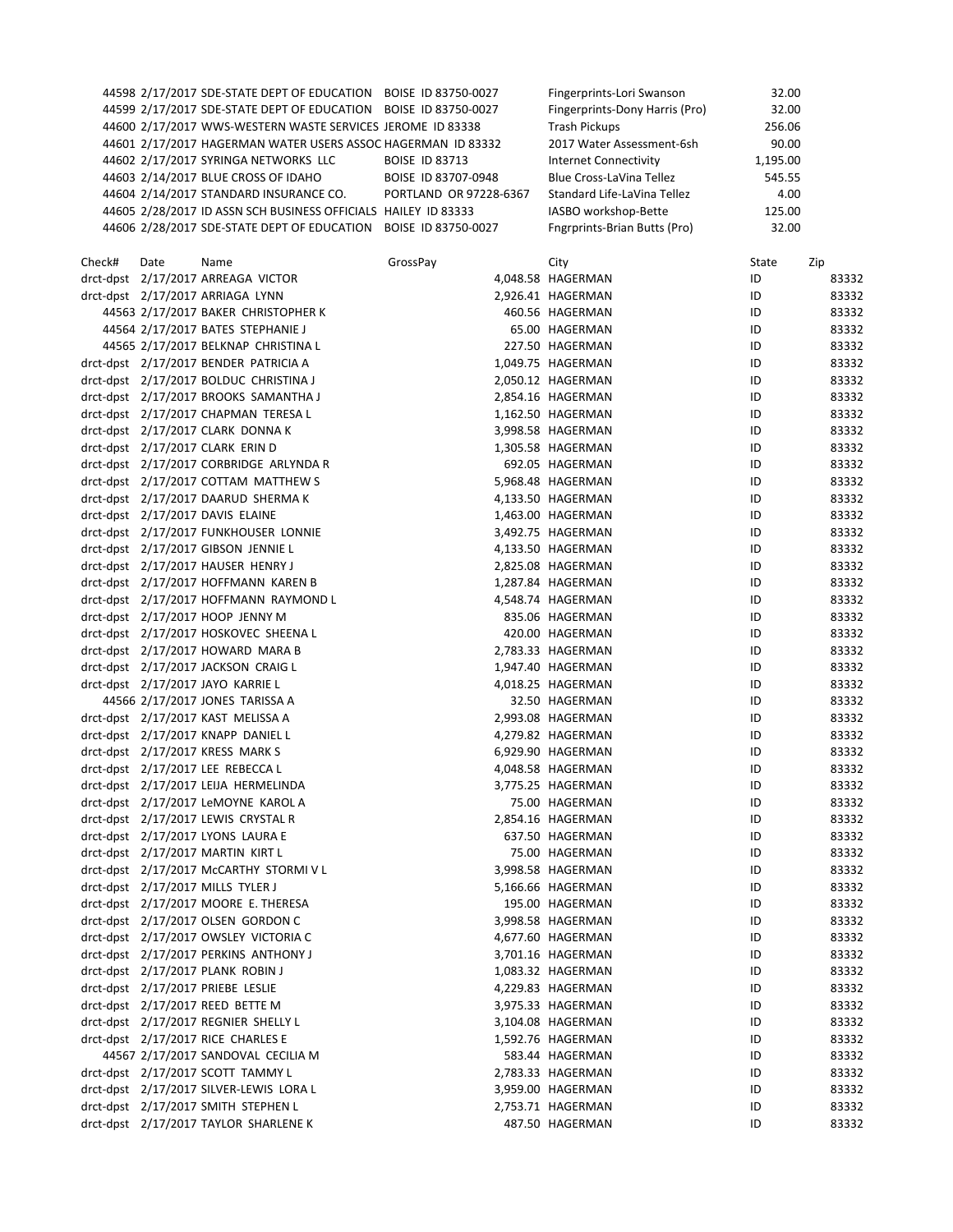| | | | | | |
|---|---|---|---|---|---|
| 44598 | 2/17/2017 | SDE-STATE DEPT OF EDUCATION | BOISE ID 83750-0027 | Fingerprints-Lori Swanson | 32.00 |
| 44599 | 2/17/2017 | SDE-STATE DEPT OF EDUCATION | BOISE ID 83750-0027 | Fingerprints-Dony Harris (Pro) | 32.00 |
| 44600 | 2/17/2017 | WWS-WESTERN WASTE SERVICES | JEROME ID 83338 | Trash Pickups | 256.06 |
| 44601 | 2/17/2017 | HAGERMAN WATER USERS ASSOC | HAGERMAN ID 83332 | 2017 Water Assessment-6sh | 90.00 |
| 44602 | 2/17/2017 | SYRINGA NETWORKS LLC | BOISE ID 83713 | Internet Connectivity | 1,195.00 |
| 44603 | 2/14/2017 | BLUE CROSS OF IDAHO | BOISE ID 83707-0948 | Blue Cross-LaVina Tellez | 545.55 |
| 44604 | 2/14/2017 | STANDARD INSURANCE CO. | PORTLAND OR 97228-6367 | Standard Life-LaVina Tellez | 4.00 |
| 44605 | 2/28/2017 | ID ASSN SCH BUSINESS OFFICIALS | HAILEY ID 83333 | IASBO workshop-Bette | 125.00 |
| 44606 | 2/28/2017 | SDE-STATE DEPT OF EDUCATION | BOISE ID 83750-0027 | Fngrprints-Brian Butts (Pro) | 32.00 |

| Check# | Date | Name | GrossPay | City | State | Zip |
|---|---|---|---|---|---|---|
| drct-dpst | 2/17/2017 | ARREAGA VICTOR | 4,048.58 | HAGERMAN | ID | 83332 |
| drct-dpst | 2/17/2017 | ARRIAGA LYNN | 2,926.41 | HAGERMAN | ID | 83332 |
| 44563 | 2/17/2017 | BAKER CHRISTOPHER K | 460.56 | HAGERMAN | ID | 83332 |
| 44564 | 2/17/2017 | BATES STEPHANIE J | 65.00 | HAGERMAN | ID | 83332 |
| 44565 | 2/17/2017 | BELKNAP CHRISTINA L | 227.50 | HAGERMAN | ID | 83332 |
| drct-dpst | 2/17/2017 | BENDER PATRICIA A | 1,049.75 | HAGERMAN | ID | 83332 |
| drct-dpst | 2/17/2017 | BOLDUC CHRISTINA J | 2,050.12 | HAGERMAN | ID | 83332 |
| drct-dpst | 2/17/2017 | BROOKS SAMANTHA J | 2,854.16 | HAGERMAN | ID | 83332 |
| drct-dpst | 2/17/2017 | CHAPMAN TERESA L | 1,162.50 | HAGERMAN | ID | 83332 |
| drct-dpst | 2/17/2017 | CLARK DONNA K | 3,998.58 | HAGERMAN | ID | 83332 |
| drct-dpst | 2/17/2017 | CLARK ERIN D | 1,305.58 | HAGERMAN | ID | 83332 |
| drct-dpst | 2/17/2017 | CORBRIDGE ARLYNDA R | 692.05 | HAGERMAN | ID | 83332 |
| drct-dpst | 2/17/2017 | COTTAM MATTHEW S | 5,968.48 | HAGERMAN | ID | 83332 |
| drct-dpst | 2/17/2017 | DAARUD SHERMA K | 4,133.50 | HAGERMAN | ID | 83332 |
| drct-dpst | 2/17/2017 | DAVIS ELAINE | 1,463.00 | HAGERMAN | ID | 83332 |
| drct-dpst | 2/17/2017 | FUNKHOUSER LONNIE | 3,492.75 | HAGERMAN | ID | 83332 |
| drct-dpst | 2/17/2017 | GIBSON JENNIE L | 4,133.50 | HAGERMAN | ID | 83332 |
| drct-dpst | 2/17/2017 | HAUSER HENRY J | 2,825.08 | HAGERMAN | ID | 83332 |
| drct-dpst | 2/17/2017 | HOFFMANN KAREN B | 1,287.84 | HAGERMAN | ID | 83332 |
| drct-dpst | 2/17/2017 | HOFFMANN RAYMOND L | 4,548.74 | HAGERMAN | ID | 83332 |
| drct-dpst | 2/17/2017 | HOOP JENNY M | 835.06 | HAGERMAN | ID | 83332 |
| drct-dpst | 2/17/2017 | HOSKOVEC SHEENA L | 420.00 | HAGERMAN | ID | 83332 |
| drct-dpst | 2/17/2017 | HOWARD MARA B | 2,783.33 | HAGERMAN | ID | 83332 |
| drct-dpst | 2/17/2017 | JACKSON CRAIG L | 1,947.40 | HAGERMAN | ID | 83332 |
| drct-dpst | 2/17/2017 | JAYO KARRIE L | 4,018.25 | HAGERMAN | ID | 83332 |
| 44566 | 2/17/2017 | JONES TARISSA A | 32.50 | HAGERMAN | ID | 83332 |
| drct-dpst | 2/17/2017 | KAST MELISSA A | 2,993.08 | HAGERMAN | ID | 83332 |
| drct-dpst | 2/17/2017 | KNAPP DANIEL L | 4,279.82 | HAGERMAN | ID | 83332 |
| drct-dpst | 2/17/2017 | KRESS MARK S | 6,929.90 | HAGERMAN | ID | 83332 |
| drct-dpst | 2/17/2017 | LEE REBECCA L | 4,048.58 | HAGERMAN | ID | 83332 |
| drct-dpst | 2/17/2017 | LEIJA HERMELINDA | 3,775.25 | HAGERMAN | ID | 83332 |
| drct-dpst | 2/17/2017 | LeMOYNE KAROL A | 75.00 | HAGERMAN | ID | 83332 |
| drct-dpst | 2/17/2017 | LEWIS CRYSTAL R | 2,854.16 | HAGERMAN | ID | 83332 |
| drct-dpst | 2/17/2017 | LYONS LAURA E | 637.50 | HAGERMAN | ID | 83332 |
| drct-dpst | 2/17/2017 | MARTIN KIRT L | 75.00 | HAGERMAN | ID | 83332 |
| drct-dpst | 2/17/2017 | McCARTHY STORMI V L | 3,998.58 | HAGERMAN | ID | 83332 |
| drct-dpst | 2/17/2017 | MILLS TYLER J | 5,166.66 | HAGERMAN | ID | 83332 |
| drct-dpst | 2/17/2017 | MOORE E. THERESA | 195.00 | HAGERMAN | ID | 83332 |
| drct-dpst | 2/17/2017 | OLSEN GORDON C | 3,998.58 | HAGERMAN | ID | 83332 |
| drct-dpst | 2/17/2017 | OWSLEY VICTORIA C | 4,677.60 | HAGERMAN | ID | 83332 |
| drct-dpst | 2/17/2017 | PERKINS ANTHONY J | 3,701.16 | HAGERMAN | ID | 83332 |
| drct-dpst | 2/17/2017 | PLANK ROBIN J | 1,083.32 | HAGERMAN | ID | 83332 |
| drct-dpst | 2/17/2017 | PRIEBE LESLIE | 4,229.83 | HAGERMAN | ID | 83332 |
| drct-dpst | 2/17/2017 | REED BETTE M | 3,975.33 | HAGERMAN | ID | 83332 |
| drct-dpst | 2/17/2017 | REGNIER SHELLY L | 3,104.08 | HAGERMAN | ID | 83332 |
| drct-dpst | 2/17/2017 | RICE CHARLES E | 1,592.76 | HAGERMAN | ID | 83332 |
| 44567 | 2/17/2017 | SANDOVAL CECILIA M | 583.44 | HAGERMAN | ID | 83332 |
| drct-dpst | 2/17/2017 | SCOTT TAMMY L | 2,783.33 | HAGERMAN | ID | 83332 |
| drct-dpst | 2/17/2017 | SILVER-LEWIS LORA L | 3,959.00 | HAGERMAN | ID | 83332 |
| drct-dpst | 2/17/2017 | SMITH STEPHEN L | 2,753.71 | HAGERMAN | ID | 83332 |
| drct-dpst | 2/17/2017 | TAYLOR SHARLENE K | 487.50 | HAGERMAN | ID | 83332 |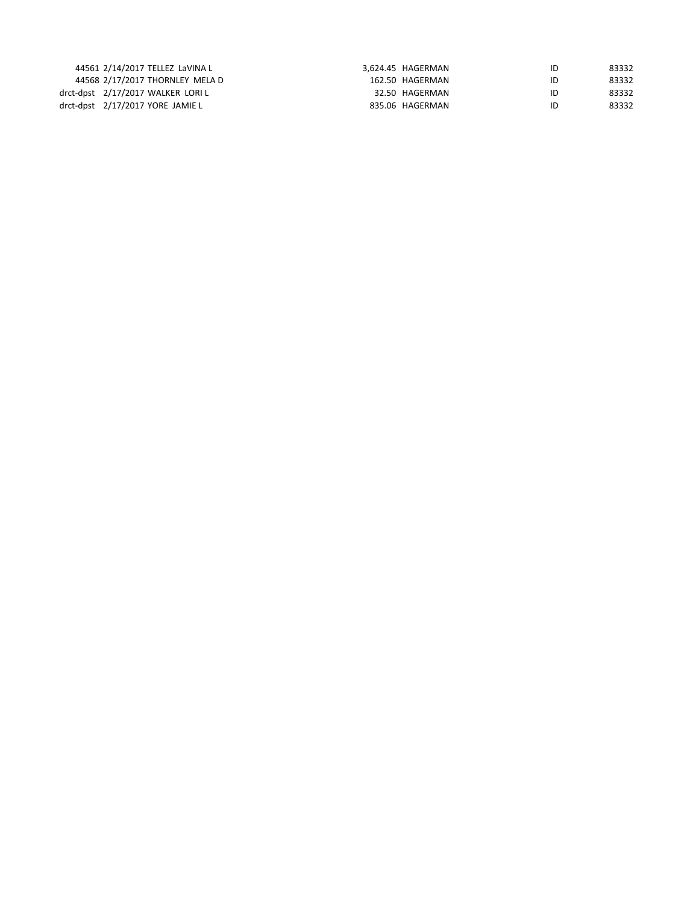| | | | | | | |
|---|---|---|---|---|---|---|
| 44561 | 2/14/2017 | TELLEZ LaVINA L | 3,624.45 | HAGERMAN | ID | 83332 |
| 44568 | 2/17/2017 | THORNLEY MELA D | 162.50 | HAGERMAN | ID | 83332 |
| drct-dpst | 2/17/2017 | WALKER LORI L | 32.50 | HAGERMAN | ID | 83332 |
| drct-dpst | 2/17/2017 | YORE JAMIE L | 835.06 | HAGERMAN | ID | 83332 |